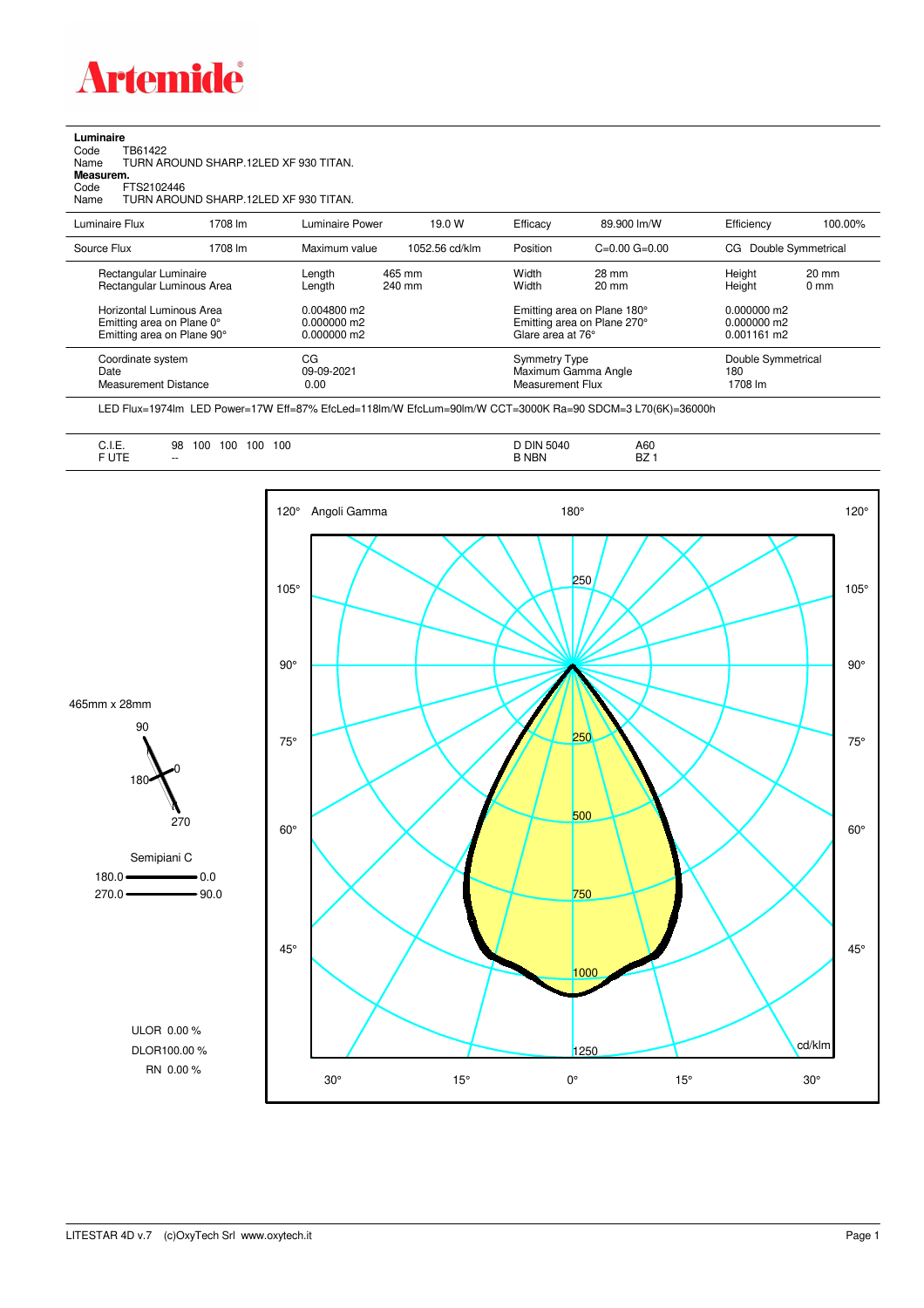# Artemide

**Luminaire**
Code TB61422
Name TURN AROUND SHARP.12LED XF 930 TITAN.
**Measurem.**
Code FTS2102446
Name TURN AROUND SHARP.12LED XF 930 TITAN.

| | | | | | | | |
|---|---|---|---|---|---|---|---|
| Luminaire Flux | 1708 lm | Luminaire Power | 19.0 W | Efficacy | 89.900 lm/W | Efficiency | 100.00% |
| Source Flux | 1708 lm | Maximum value | 1052.56 cd/klm | Position | C=0.00 G=0.00 | CG | Double Symmetrical |

| | | | | | | |
|---|---|---|---|---|---|---|
| Rectangular Luminaire | Length | 465 mm | Width | 28 mm | Height | 20 mm |
| Rectangular Luminous Area | Length | 240 mm | Width | 20 mm | Height | 0 mm |

| | | | |
|---|---|---|---|
| Horizontal Luminous Area | 0.004800 m2 | Emitting area on Plane 180° | 0.000000 m2 |
| Emitting area on Plane 0° | 0.000000 m2 | Emitting area on Plane 270° | 0.000000 m2 |
| Emitting area on Plane 90° | 0.000000 m2 | Glare area at 76° | 0.001161 m2 |

| | | | |
|---|---|---|---|
| Coordinate system | CG | Symmetry Type | Double Symmetrical |
| Date | 09-09-2021 | Maximum Gamma Angle | 180 |
| Measurement Distance | 0.00 | Measurement Flux | 1708 lm |

LED Flux=1974lm LED Power=17W Eff=87% EfcLed=118lm/W EfcLum=90lm/W CCT=3000K Ra=90 SDCM=3 L70(6K)=36000h

| | | | |
|---|---|---|---|
| C.I.E. | 98 100 100 100 100 | D DIN 5040 | A60 |
| F UTE | -- | B NBN | BZ 1 |

465mm x 28mm

Semipiani C
180.0 — 0.0
270.0 — 90.0

ULOR 0.00 %
DLOR 100.00 %
RN 0.00 %

Angoli Gamma — cd/klm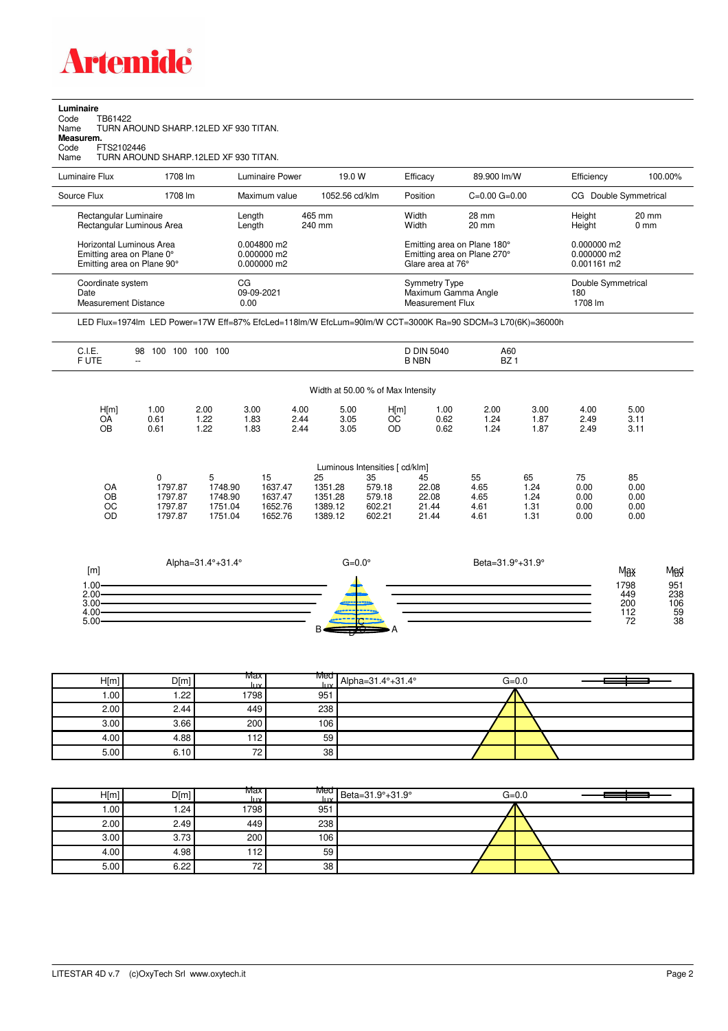Artemide

**Luminaire**
Code TB61422
Name TURN AROUND SHARP.12LED XF 930 TITAN.
**Measurem.**
Code FTS2102446
Name TURN AROUND SHARP.12LED XF 930 TITAN.

| | | | | | | | |
|---|---|---|---|---|---|---|---|
| Luminaire Flux | 1708 lm | Luminaire Power | 19.0 W | Efficacy | 89.900 lm/W | Efficiency | 100.00% |
| Source Flux | 1708 lm | Maximum value | 1052.56 cd/klm | Position | C=0.00 G=0.00 | CG | Double Symmetrical |

| | | | | | | | |
|---|---|---|---|---|---|---|---|
| Rectangular Luminaire | Length | 465 mm | Width | 28 mm | Height | 20 mm |
| Rectangular Luminous Area | Length | 240 mm | Width | 20 mm | Height | 0 mm |

| | | | |
|---|---|---|---|
| Horizontal Luminous Area | 0.004800 m2 | Emitting area on Plane 180° | 0.000000 m2 |
| Emitting area on Plane 0° | 0.000000 m2 | Emitting area on Plane 270° | 0.000000 m2 |
| Emitting area on Plane 90° | 0.000000 m2 | Glare area at 76° | 0.001161 m2 |

| | | | |
|---|---|---|---|
| Coordinate system | CG | Symmetry Type | Double Symmetrical |
| Date | 09-09-2021 | Maximum Gamma Angle | 180 |
| Measurement Distance | 0.00 | Measurement Flux | 1708 lm |

LED Flux=1974lm LED Power=17W Eff=87% EfcLed=118lm/W EfcLum=90lm/W CCT=3000K Ra=90 SDCM=3 L70(6K)=36000h

| | | | |
|---|---|---|---|
| C.I.E. | 98 100 100 100 100 | D DIN 5040 | A60 |
| F UTE | -- | B NBN | BZ 1 |

Width at 50.00 % of Max Intensity

| H[m] | 1.00 | 2.00 | 3.00 | 4.00 | 5.00 | H[m] | 1.00 | 2.00 | 3.00 | 4.00 | 5.00 |
|---|---|---|---|---|---|---|---|---|---|---|---|
| OA | 0.61 | 1.22 | 1.83 | 2.44 | 3.05 | OC | 0.62 | 1.24 | 1.87 | 2.49 | 3.11 |
| OB | 0.61 | 1.22 | 1.83 | 2.44 | 3.05 | OD | 0.62 | 1.24 | 1.87 | 2.49 | 3.11 |

Luminous Intensities [ cd/klm]

| | 0 | 5 | 15 | 25 | 35 | 45 | 55 | 65 | 75 | 85 |
|---|---|---|---|---|---|---|---|---|---|---|
| OA | 1797.87 | 1748.90 | 1637.47 | 1351.28 | 579.18 | 22.08 | 4.65 | 1.24 | 0.00 | 0.00 |
| OB | 1797.87 | 1748.90 | 1637.47 | 1351.28 | 579.18 | 22.08 | 4.65 | 1.24 | 0.00 | 0.00 |
| OC | 1797.87 | 1751.04 | 1652.76 | 1389.12 | 602.21 | 21.44 | 4.61 | 1.31 | 0.00 | 0.00 |
| OD | 1797.87 | 1751.04 | 1652.76 | 1389.12 | 602.21 | 21.44 | 4.61 | 1.31 | 0.00 | 0.00 |

[m] Alpha=31.4°+31.4° G=0.0° Beta=31.9°+31.9° Max lux Med lux
1.00 1798 951
2.00 449 238
3.00 200 106
4.00 112 59
5.00 72 38
B A C D

| H[m] | D[m] | Max lux | Med lux | Alpha=31.4°+31.4° | G=0.0 |
|---|---|---|---|---|---|
| 1.00 | 1.22 | 1798 | 951 | | |
| 2.00 | 2.44 | 449 | 238 | | |
| 3.00 | 3.66 | 200 | 106 | | |
| 4.00 | 4.88 | 112 | 59 | | |
| 5.00 | 6.10 | 72 | 38 | | |

| H[m] | D[m] | Max lux | Med lux | Beta=31.9°+31.9° | G=0.0 |
|---|---|---|---|---|---|
| 1.00 | 1.24 | 1798 | 951 | | |
| 2.00 | 2.49 | 449 | 238 | | |
| 3.00 | 3.73 | 200 | 106 | | |
| 4.00 | 4.98 | 112 | 59 | | |
| 5.00 | 6.22 | 72 | 38 | | |

LITESTAR 4D v.7 (c)OxyTech Srl www.oxytech.it